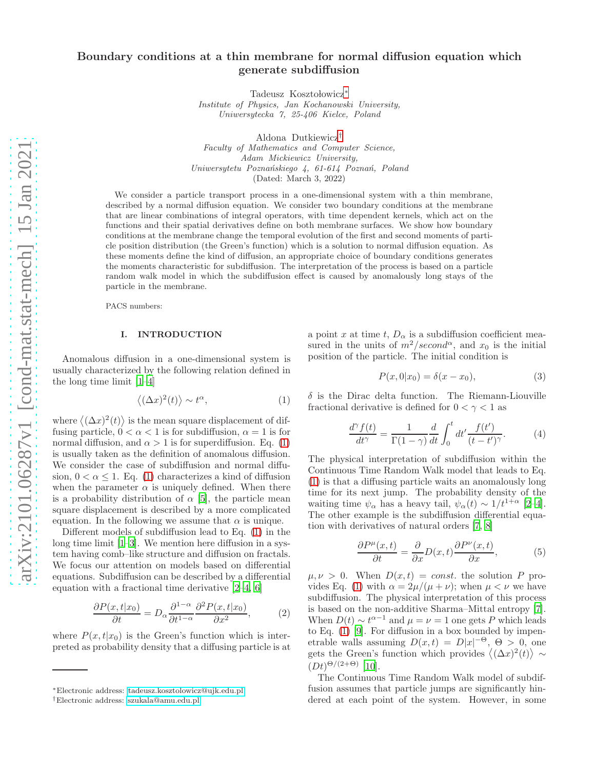# Boundary conditions at a thin membrane for normal diffusion equation which generate subdiffusion

Tadeusz Kosztołowicz*

*Institute of Physics, Jan Kochanowski University, Uniwersytecka 7, 25-406 Kielce, Poland*

Aldona Dutkiewicz†

*Faculty of Mathematics and Computer Science, Adam Mickiewicz University, Uniwersytetu Poznańskiego 4, 61-614 Poznań, Poland*

(Dated: March 3, 2022)

We consider a particle transport process in a one-dimensional system with a thin membrane, described by a normal diffusion equation. We consider two boundary conditions at the membrane that are linear combinations of integral operators, with time dependent kernels, which act on the functions and their spatial derivatives define on both membrane surfaces. We show how boundary conditions at the membrane change the temporal evolution of the first and second moments of particle position distribution (the Green's function) which is a solution to normal diffusion equation. As these moments define the kind of diffusion, an appropriate choice of boundary conditions generates the moments characteristic for subdiffusion. The interpretation of the process is based on a particle random walk model in which the subdiffusion effect is caused by anomalously long stays of the particle in the membrane.

PACS numbers:

## I. INTRODUCTION

Anomalous diffusion in a one-dimensional system is usually characterized by the following relation defined in the long time limit [1–4]

$$\left\langle (\Delta x)^2(t)\right\rangle \sim t^{\alpha}, \tag{1}$$

where $\left\langle (\Delta x)^2(t)\right\rangle$ is the mean square displacement of diffusing particle, $0<\alpha<1$ is for subdiffusion, $\alpha=1$ is for normal diffusion, and $\alpha>1$ is for superdiffusion. Eq. (1) is usually taken as the definition of anomalous diffusion. We consider the case of subdiffusion and normal diffusion, $0<\alpha\leq 1$. Eq. (1) characterizes a kind of diffusion when the parameter $\alpha$ is uniquely defined. When there is a probability distribution of $\alpha$ [5], the particle mean square displacement is described by a more complicated equation. In the following we assume that $\alpha$ is unique.

Different models of subdiffusion lead to Eq. (1) in the long time limit [1–3]. We mention here diffusion in a system having comb–like structure and diffusion on fractals. We focus our attention on models based on differential equations. Subdiffusion can be described by a differential equation with a fractional time derivative [2–4, 6]

$$\frac{\partial P(x,t|x_0)}{\partial t}=D_\alpha \frac{\partial^{1-\alpha}}{\partial t^{1-\alpha}}\frac{\partial^2 P(x,t|x_0)}{\partial x^2}, \tag{2}$$

where $P(x,t|x_0)$ is the Green's function which is interpreted as probability density that a diffusing particle is at a point $x$ at time $t$, $D_\alpha$ is a subdiffusion coefficient measured in the units of $m^2/second^\alpha$, and $x_0$ is the initial position of the particle. The initial condition is

$$P(x,0|x_0)=\delta(x-x_0), \tag{3}$$

$\delta$ is the Dirac delta function. The Riemann-Liouville fractional derivative is defined for $0<\gamma<1$ as

$$\frac{d^\gamma f(t)}{dt^\gamma}=\frac{1}{\Gamma(1-\gamma)}\frac{d}{dt}\int_0^t dt' \frac{f(t')}{(t-t')^\gamma}. \tag{4}$$

The physical interpretation of subdiffusion within the Continuous Time Random Walk model that leads to Eq. (1) is that a diffusing particle waits an anomalously long time for its next jump. The probability density of the waiting time $\psi_\alpha$ has a heavy tail, $\psi_\alpha(t)\sim 1/t^{1+\alpha}$ [2–4]. The other example is the subdiffusion differential equation with derivatives of natural orders [7, 8]

$$\frac{\partial P^\mu(x,t)}{\partial t}=\frac{\partial}{\partial x}D(x,t)\frac{\partial P^\nu(x,t)}{\partial x}, \tag{5}$$

$\mu,\nu>0$. When $D(x,t)=const.$ the solution $P$ provides Eq. (1) with $\alpha=2\mu/(\mu+\nu)$; when $\mu<\nu$ we have subdiffusion. The physical interpretation of this process is based on the non-additive Sharma–Mittal entropy [7]. When $D(t)\sim t^{\alpha-1}$ and $\mu=\nu=1$ one gets $P$ which leads to Eq. (1) [9]. For diffusion in a box bounded by impenetrable walls assuming $D(x,t)=D|x|^{-\Theta}$, $\Theta>0$, one gets the Green's function which provides $\left\langle (\Delta x)^2(t)\right\rangle \sim (Dt)^{\Theta/(2+\Theta)}$ [10].

The Continuous Time Random Walk model of subdiffusion assumes that particle jumps are significantly hindered at each point of the system. However, in some

---

*Electronic address: tadeusz.kosztolowicz@ujk.edu.pl

†Electronic address: szukala@amu.edu.pl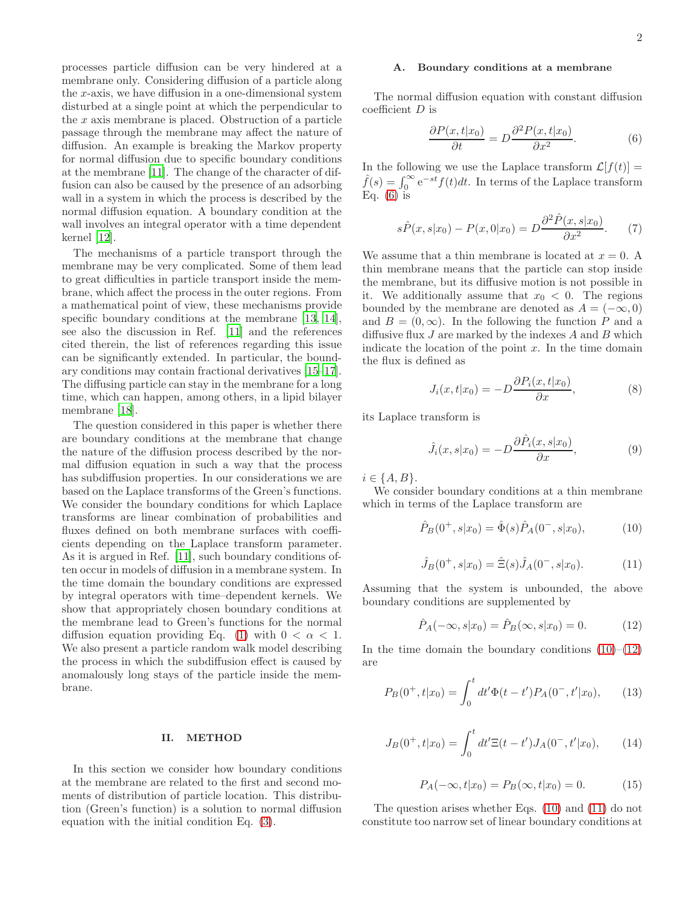processes particle diffusion can be very hindered at a membrane only. Considering diffusion of a particle along the $x$-axis, we have diffusion in a one-dimensional system disturbed at a single point at which the perpendicular to the $x$ axis membrane is placed. Obstruction of a particle passage through the membrane may affect the nature of diffusion. An example is breaking the Markov property for normal diffusion due to specific boundary conditions at the membrane [11]. The change of the character of diffusion can also be caused by the presence of an adsorbing wall in a system in which the process is described by the normal diffusion equation. A boundary condition at the wall involves an integral operator with a time dependent kernel [12].

The mechanisms of a particle transport through the membrane may be very complicated. Some of them lead to great difficulties in particle transport inside the membrane, which affect the process in the outer regions. From a mathematical point of view, these mechanisms provide specific boundary conditions at the membrane [13, 14], see also the discussion in Ref. [11] and the references cited therein, the list of references regarding this issue can be significantly extended. In particular, the boundary conditions may contain fractional derivatives [15–17]. The diffusing particle can stay in the membrane for a long time, which can happen, among others, in a lipid bilayer membrane [18].

The question considered in this paper is whether there are boundary conditions at the membrane that change the nature of the diffusion process described by the normal diffusion equation in such a way that the process has subdiffusion properties. In our considerations we are based on the Laplace transforms of the Green's functions. We consider the boundary conditions for which Laplace transforms are linear combination of probabilities and fluxes defined on both membrane surfaces with coefficients depending on the Laplace transform parameter. As it is argued in Ref. [11], such boundary conditions often occur in models of diffusion in a membrane system. In the time domain the boundary conditions are expressed by integral operators with time–dependent kernels. We show that appropriately chosen boundary conditions at the membrane lead to Green's functions for the normal diffusion equation providing Eq. (1) with $0 < \alpha < 1$. We also present a particle random walk model describing the process in which the subdiffusion effect is caused by anomalously long stays of the particle inside the membrane.

## II. METHOD

In this section we consider how boundary conditions at the membrane are related to the first and second moments of distribution of particle location. This distribution (Green's function) is a solution to normal diffusion equation with the initial condition Eq. (3).

### A. Boundary conditions at a membrane

The normal diffusion equation with constant diffusion coefficient $D$ is

$$\frac{\partial P(x,t|x_0)}{\partial t} = D\frac{\partial^2 P(x,t|x_0)}{\partial x^2}. \tag{6}$$

In the following we use the Laplace transform $\mathcal{L}[f(t)] = \hat{f}(s) = \int_0^\infty e^{-st}f(t)dt$. In terms of the Laplace transform Eq. (6) is

$$s\hat{P}(x,s|x_0) - P(x,0|x_0) = D\frac{\partial^2 \hat{P}(x,s|x_0)}{\partial x^2}. \tag{7}$$

We assume that a thin membrane is located at $x = 0$. A thin membrane means that the particle can stop inside the membrane, but its diffusive motion is not possible in it. We additionally assume that $x_0 < 0$. The regions bounded by the membrane are denoted as $A = (-\infty, 0)$ and $B = (0, \infty)$. In the following the function $P$ and a diffusive flux $J$ are marked by the indexes $A$ and $B$ which indicate the location of the point $x$. In the time domain the flux is defined as

$$J_i(x,t|x_0) = -D\frac{\partial P_i(x,t|x_0)}{\partial x}, \tag{8}$$

its Laplace transform is

$$\hat{J}_i(x,s|x_0) = -D\frac{\partial \hat{P}_i(x,s|x_0)}{\partial x}, \tag{9}$$

$i \in \{A, B\}$.

We consider boundary conditions at a thin membrane which in terms of the Laplace transform are

$$\hat{P}_B(0^+,s|x_0) = \hat{\Phi}(s)\hat{P}_A(0^-,s|x_0), \tag{10}$$

$$\hat{J}_B(0^+,s|x_0) = \hat{\Xi}(s)\hat{J}_A(0^-,s|x_0). \tag{11}$$

Assuming that the system is unbounded, the above boundary conditions are supplemented by

$$\hat{P}_A(-\infty,s|x_0) = \hat{P}_B(\infty,s|x_0) = 0. \tag{12}$$

In the time domain the boundary conditions (10)–(12) are

$$P_B(0^+,t|x_0) = \int_0^t dt'\Phi(t-t')P_A(0^-,t'|x_0), \tag{13}$$

$$J_B(0^+,t|x_0) = \int_0^t dt'\Xi(t-t')J_A(0^-,t'|x_0), \tag{14}$$

$$P_A(-\infty,t|x_0) = P_B(\infty,t|x_0) = 0. \tag{15}$$

The question arises whether Eqs. (10) and (11) do not constitute too narrow set of linear boundary conditions at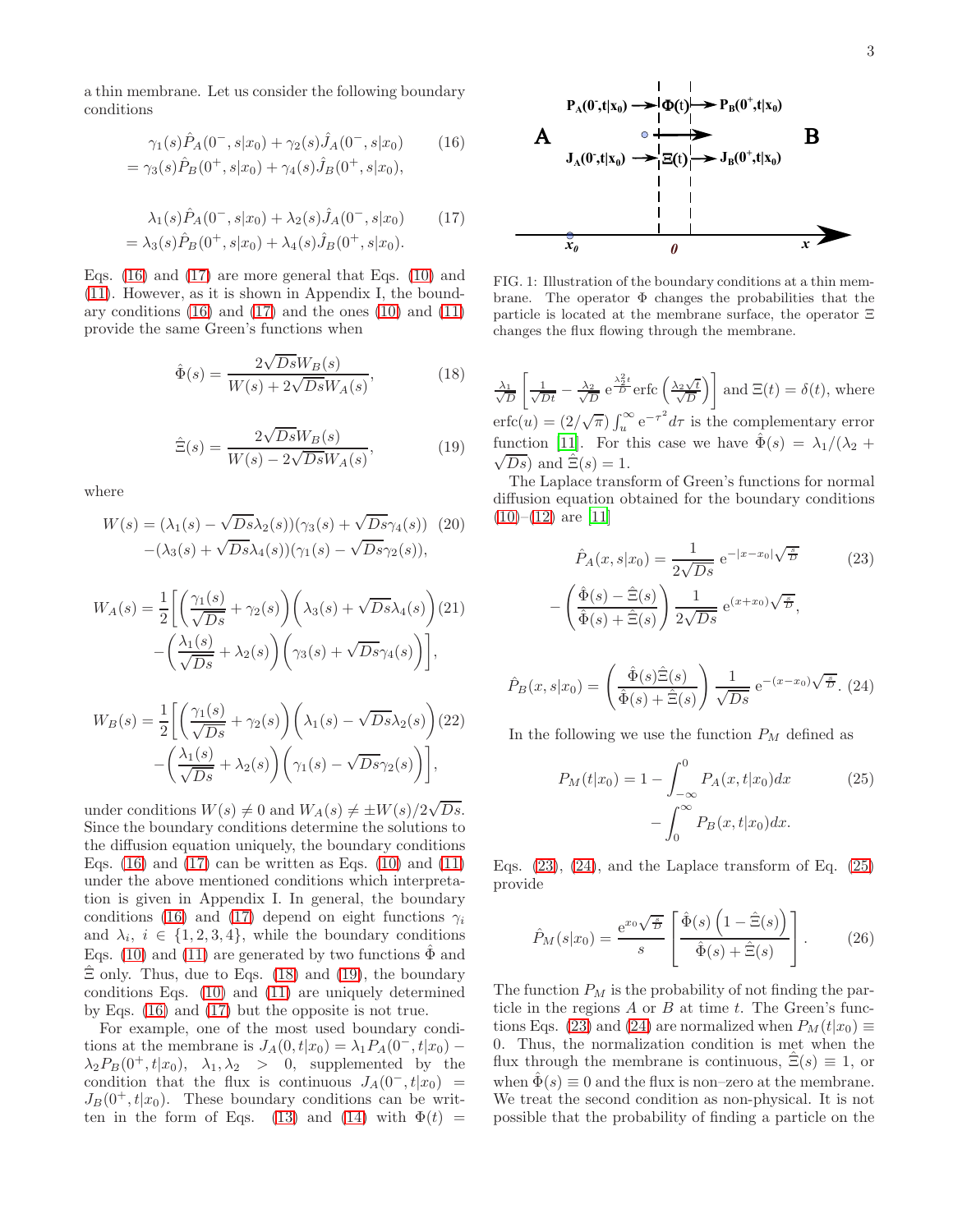a thin membrane. Let us consider the following boundary conditions

$$\gamma_1(s)\hat{P}_A(0^-,s|x_0)+\gamma_2(s)\hat{J}_A(0^-,s|x_0) \\ =\gamma_3(s)\hat{P}_B(0^+,s|x_0)+\gamma_4(s)\hat{J}_B(0^+,s|x_0), \quad (16)$$

$$\lambda_1(s)\hat{P}_A(0^-,s|x_0)+\lambda_2(s)\hat{J}_A(0^-,s|x_0) \\ =\lambda_3(s)\hat{P}_B(0^+,s|x_0)+\lambda_4(s)\hat{J}_B(0^+,s|x_0). \quad (17)$$

Eqs. (16) and (17) are more general that Eqs. (10) and (11). However, as it is shown in Appendix I, the boundary conditions (16) and (17) and the ones (10) and (11) provide the same Green's functions when

$$\hat{\Phi}(s)=\frac{2\sqrt{Ds}W_B(s)}{W(s)+2\sqrt{Ds}W_A(s)}, \quad (18)$$

$$\hat{\Xi}(s)=\frac{2\sqrt{Ds}W_B(s)}{W(s)-2\sqrt{Ds}W_A(s)}, \quad (19)$$

where

$$W(s)=(\lambda_1(s)-\sqrt{Ds}\lambda_2(s))(\gamma_3(s)+\sqrt{Ds}\gamma_4(s)) \\ -(\lambda_3(s)+\sqrt{Ds}\lambda_4(s))(\gamma_1(s)-\sqrt{Ds}\gamma_2(s)), \quad (20)$$

$$W_A(s)=\frac{1}{2}\bigg[\left(\frac{\gamma_1(s)}{\sqrt{Ds}}+\gamma_2(s)\right)\left(\lambda_3(s)+\sqrt{Ds}\lambda_4(s)\right) \\ -\left(\frac{\lambda_1(s)}{\sqrt{Ds}}+\lambda_2(s)\right)\left(\gamma_3(s)+\sqrt{Ds}\gamma_4(s)\right)\bigg], \quad (21)$$

$$W_B(s)=\frac{1}{2}\bigg[\left(\frac{\gamma_1(s)}{\sqrt{Ds}}+\gamma_2(s)\right)\left(\lambda_1(s)-\sqrt{Ds}\lambda_2(s)\right) \\ -\left(\frac{\lambda_1(s)}{\sqrt{Ds}}+\lambda_2(s)\right)\left(\gamma_1(s)-\sqrt{Ds}\gamma_2(s)\right)\bigg], \quad (22)$$

under conditions $W(s)\neq 0$ and $W_A(s)\neq \pm W(s)/2\sqrt{Ds}$. Since the boundary conditions determine the solutions to the diffusion equation uniquely, the boundary conditions Eqs. (16) and (17) can be written as Eqs. (10) and (11) under the above mentioned conditions which interpretation is given in Appendix I. In general, the boundary conditions (16) and (17) depend on eight functions $\gamma_i$ and $\lambda_i$, $i\in\{1,2,3,4\}$, while the boundary conditions Eqs. (10) and (11) are generated by two functions $\hat{\Phi}$ and $\hat{\Xi}$ only. Thus, due to Eqs. (18) and (19), the boundary conditions Eqs. (10) and (11) are uniquely determined by Eqs. (16) and (17) but the opposite is not true.

For example, one of the most used boundary conditions at the membrane is $J_A(0,t|x_0)=\lambda_1 P_A(0^-,t|x_0)-\lambda_2 P_B(0^+,t|x_0)$, $\lambda_1,\lambda_2>0$, supplemented by the condition that the flux is continuous $J_A(0^-,t|x_0)=J_B(0^+,t|x_0)$. These boundary conditions can be written in the form of Eqs. (13) and (14) with $\Phi(t)=\frac{\lambda_1}{\sqrt{D}}\left[\frac{1}{\sqrt{Dt}}-\frac{\lambda_2}{\sqrt{D}}\,\mathrm{e}^{\frac{\lambda_2^2 t}{D}}\mathrm{erfc}\left(\frac{\lambda_2\sqrt{t}}{\sqrt{D}}\right)\right]$ and $\Xi(t)=\delta(t)$, where $\mathrm{erfc}(u)=(2/\sqrt{\pi})\int_u^\infty \mathrm{e}^{-\tau^2}d\tau$ is the complementary error function [11]. For this case we have $\hat{\Phi}(s)=\lambda_1/(\lambda_2+\sqrt{Ds})$ and $\hat{\Xi}(s)=1$.

FIG. 1: Illustration of the boundary conditions at a thin membrane. The operator $\Phi$ changes the probabilities that the particle is located at the membrane surface, the operator $\Xi$ changes the flux flowing through the membrane.

The Laplace transform of Green's functions for normal diffusion equation obtained for the boundary conditions (10)–(12) are [11]

$$\hat{P}_A(x,s|x_0)=\frac{1}{2\sqrt{Ds}}\,\mathrm{e}^{-|x-x_0|\sqrt{\frac{s}{D}}} \\ -\left(\frac{\hat{\Phi}(s)-\hat{\Xi}(s)}{\hat{\Phi}(s)+\hat{\Xi}(s)}\right)\frac{1}{2\sqrt{Ds}}\,\mathrm{e}^{(x+x_0)\sqrt{\frac{s}{D}}}, \quad (23)$$

$$\hat{P}_B(x,s|x_0)=\left(\frac{\hat{\Phi}(s)\hat{\Xi}(s)}{\hat{\Phi}(s)+\hat{\Xi}(s)}\right)\frac{1}{\sqrt{Ds}}\,\mathrm{e}^{-(x-x_0)\sqrt{\frac{s}{D}}}. \quad (24)$$

In the following we use the function $P_M$ defined as

$$P_M(t|x_0)=1-\int_{-\infty}^0 P_A(x,t|x_0)dx \\ -\int_0^\infty P_B(x,t|x_0)dx. \quad (25)$$

Eqs. (23), (24), and the Laplace transform of Eq. (25) provide

$$\hat{P}_M(s|x_0)=\frac{\mathrm{e}^{x_0\sqrt{\frac{s}{D}}}}{s}\left[\frac{\hat{\Phi}(s)\left(1-\hat{\Xi}(s)\right)}{\hat{\Phi}(s)+\hat{\Xi}(s)}\right]. \quad (26)$$

The function $P_M$ is the probability of not finding the particle in the regions $A$ or $B$ at time $t$. The Green's functions Eqs. (23) and (24) are normalized when $P_M(t|x_0)\equiv 0$. Thus, the normalization condition is met when the flux through the membrane is continuous, $\hat{\Xi}(s)\equiv 1$, or when $\hat{\Phi}(s)\equiv 0$ and the flux is non–zero at the membrane. We treat the second condition as non-physical. It is not possible that the probability of finding a particle on the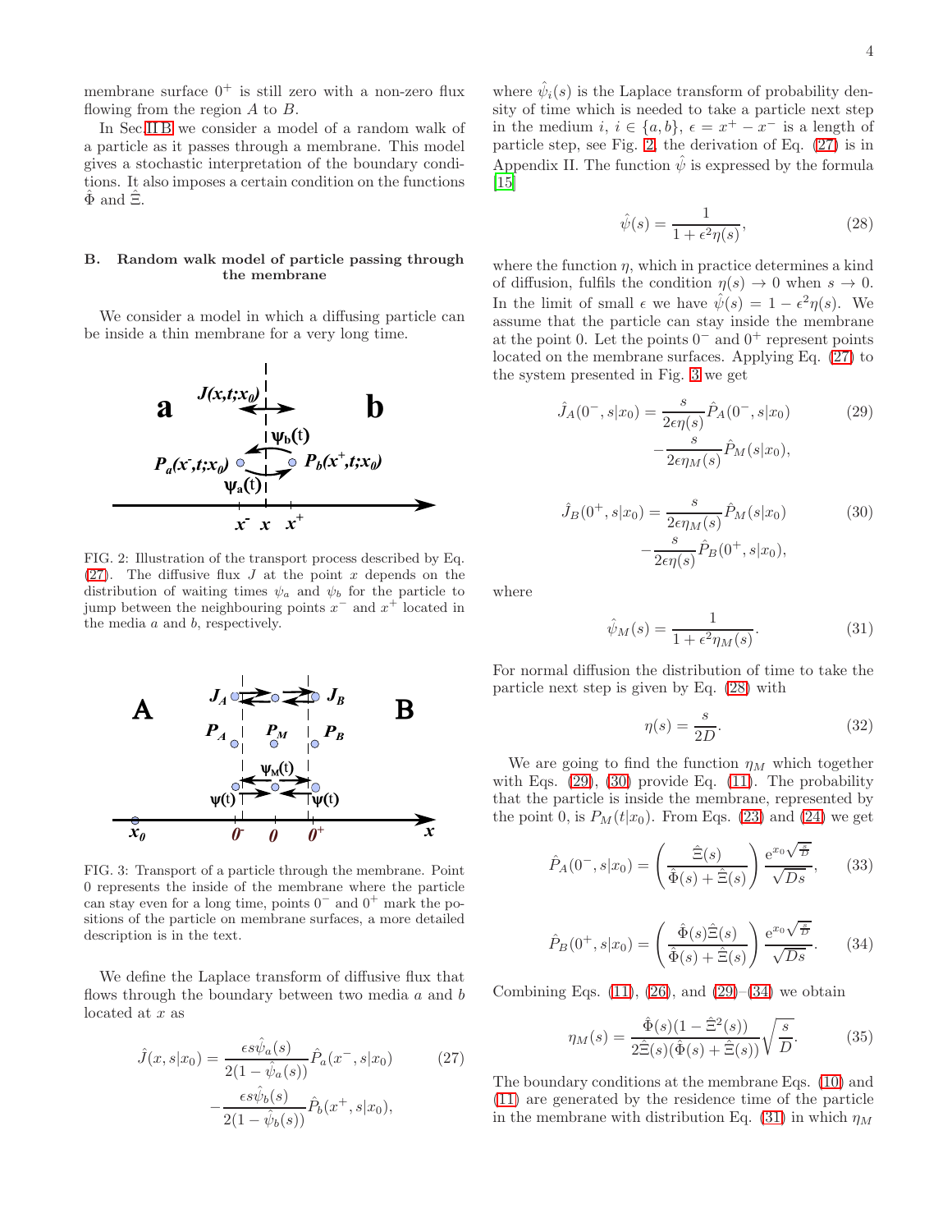membrane surface $0^+$ is still zero with a non-zero flux flowing from the region $A$ to $B$.

In Sec. II B we consider a model of a random walk of a particle as it passes through a membrane. This model gives a stochastic interpretation of the boundary conditions. It also imposes a certain condition on the functions $\hat{\Phi}$ and $\hat{\Xi}$.

### B. Random walk model of particle passing through the membrane

We consider a model in which a diffusing particle can be inside a thin membrane for a very long time.

FIG. 2: Illustration of the transport process described by Eq. (27). The diffusive flux $J$ at the point $x$ depends on the distribution of waiting times $\psi_a$ and $\psi_b$ for the particle to jump between the neighbouring points $x^-$ and $x^+$ located in the media $a$ and $b$, respectively.

FIG. 3: Transport of a particle through the membrane. Point 0 represents the inside of the membrane where the particle can stay even for a long time, points $0^-$ and $0^+$ mark the positions of the particle on membrane surfaces, a more detailed description is in the text.

We define the Laplace transform of diffusive flux that flows through the boundary between two media $a$ and $b$ located at $x$ as

$$\hat{J}(x,s|x_0) = \frac{\epsilon s\hat{\psi}_a(s)}{2(1-\hat{\psi}_a(s))}\hat{P}_a(x^-,s|x_0) - \frac{\epsilon s\hat{\psi}_b(s)}{2(1-\hat{\psi}_b(s))}\hat{P}_b(x^+,s|x_0), \tag{27}$$

where $\hat{\psi}_i(s)$ is the Laplace transform of probability density of time which is needed to take a particle next step in the medium $i$, $i \in \{a,b\}$, $\epsilon = x^+ - x^-$ is a length of particle step, see Fig. 2, the derivation of Eq. (27) is in Appendix II. The function $\hat{\psi}$ is expressed by the formula [15]

$$\hat{\psi}(s) = \frac{1}{1+\epsilon^2\eta(s)}, \tag{28}$$

where the function $\eta$, which in practice determines a kind of diffusion, fulfils the condition $\eta(s) \to 0$ when $s \to 0$. In the limit of small $\epsilon$ we have $\hat{\psi}(s) = 1 - \epsilon^2\eta(s)$. We assume that the particle can stay inside the membrane at the point 0. Let the points $0^-$ and $0^+$ represent points located on the membrane surfaces. Applying Eq. (27) to the system presented in Fig. 3 we get

$$\hat{J}_A(0^-,s|x_0) = \frac{s}{2\epsilon\eta(s)}\hat{P}_A(0^-,s|x_0) - \frac{s}{2\epsilon\eta_M(s)}\hat{P}_M(s|x_0), \tag{29}$$

$$\hat{J}_B(0^+,s|x_0) = \frac{s}{2\epsilon\eta_M(s)}\hat{P}_M(s|x_0) - \frac{s}{2\epsilon\eta(s)}\hat{P}_B(0^+,s|x_0), \tag{30}$$

where

$$\hat{\psi}_M(s) = \frac{1}{1+\epsilon^2\eta_M(s)}. \tag{31}$$

For normal diffusion the distribution of time to take the particle next step is given by Eq. (28) with

$$\eta(s) = \frac{s}{2D}. \tag{32}$$

We are going to find the function $\eta_M$ which together with Eqs. (29), (30) provide Eq. (11). The probability that the particle is inside the membrane, represented by the point 0, is $P_M(t|x_0)$. From Eqs. (23) and (24) we get

$$\hat{P}_A(0^-,s|x_0) = \left(\frac{\hat{\Xi}(s)}{\hat{\Phi}(s)+\hat{\Xi}(s)}\right)\frac{\mathrm{e}^{x_0\sqrt{\frac{s}{D}}}}{\sqrt{Ds}}, \tag{33}$$

$$\hat{P}_B(0^+,s|x_0) = \left(\frac{\hat{\Phi}(s)\hat{\Xi}(s)}{\hat{\Phi}(s)+\hat{\Xi}(s)}\right)\frac{\mathrm{e}^{x_0\sqrt{\frac{s}{D}}}}{\sqrt{Ds}}. \tag{34}$$

Combining Eqs. (11), (26), and (29)–(34) we obtain

$$\eta_M(s) = \frac{\hat{\Phi}(s)(1-\hat{\Xi}^2(s))}{2\hat{\Xi}(s)(\hat{\Phi}(s)+\hat{\Xi}(s))}\sqrt{\frac{s}{D}}. \tag{35}$$

The boundary conditions at the membrane Eqs. (10) and (11) are generated by the residence time of the particle in the membrane with distribution Eq. (31) in which $\eta_M$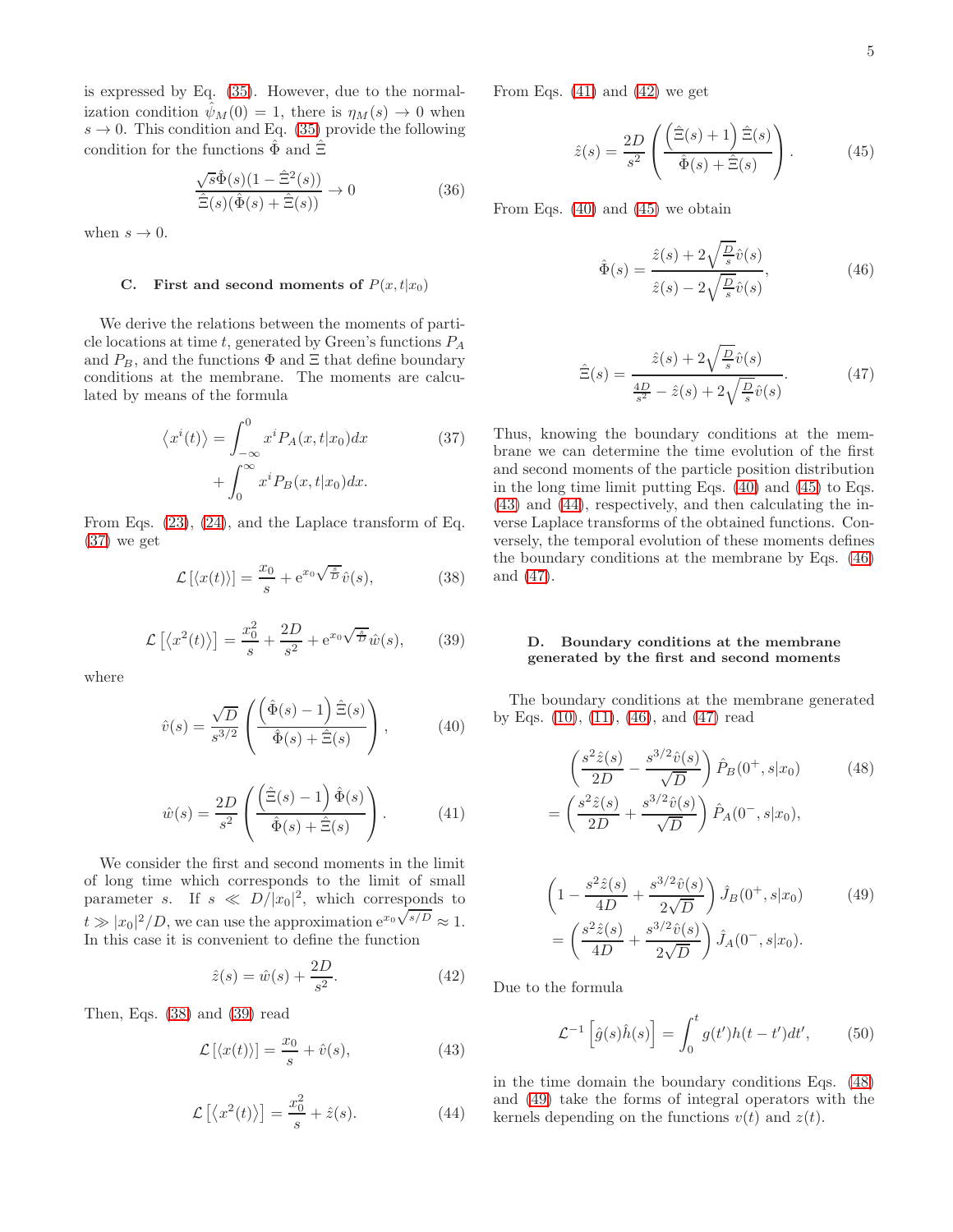is expressed by Eq. (35). However, due to the normalization condition $\hat{\psi}_M(0) = 1$, there is $\eta_M(s) \to 0$ when $s \to 0$. This condition and Eq. (35) provide the following condition for the functions $\hat{\Phi}$ and $\hat{\Xi}$

$$\frac{\sqrt{s}\hat{\Phi}(s)(1-\hat{\Xi}^2(s))}{\hat{\Xi}(s)(\hat{\Phi}(s)+\hat{\Xi}(s))} \to 0 \tag{36}$$

when $s \to 0$.

### C. First and second moments of $P(x,t|x_0)$

We derive the relations between the moments of particle locations at time $t$, generated by Green's functions $P_A$ and $P_B$, and the functions $\Phi$ and $\Xi$ that define boundary conditions at the membrane. The moments are calculated by means of the formula

$$\left\langle x^i(t) \right\rangle = \int_{-\infty}^{0} x^i P_A(x,t|x_0)dx + \int_{0}^{\infty} x^i P_B(x,t|x_0)dx. \tag{37}$$

From Eqs. (23), (24), and the Laplace transform of Eq. (37) we get

$$\mathcal{L}\left[\langle x(t) \rangle\right] = \frac{x_0}{s} + \mathrm{e}^{x_0\sqrt{\frac{s}{D}}}\hat{v}(s), \tag{38}$$

$$\mathcal{L}\left[\left\langle x^2(t) \right\rangle\right] = \frac{x_0^2}{s} + \frac{2D}{s^2} + \mathrm{e}^{x_0\sqrt{\frac{s}{D}}}\hat{w}(s), \tag{39}$$

where

$$\hat{v}(s) = \frac{\sqrt{D}}{s^{3/2}}\left(\frac{\left(\hat{\Phi}(s)-1\right)\hat{\Xi}(s)}{\hat{\Phi}(s)+\hat{\Xi}(s)}\right), \tag{40}$$

$$\hat{w}(s) = \frac{2D}{s^2}\left(\frac{\left(\hat{\Xi}(s)-1\right)\hat{\Phi}(s)}{\hat{\Phi}(s)+\hat{\Xi}(s)}\right). \tag{41}$$

We consider the first and second moments in the limit of long time which corresponds to the limit of small parameter $s$. If $s \ll D/|x_0|^2$, which corresponds to $t \gg |x_0|^2/D$, we can use the approximation $\mathrm{e}^{x_0\sqrt{s/D}} \approx 1$. In this case it is convenient to define the function

$$\hat{z}(s) = \hat{w}(s) + \frac{2D}{s^2}. \tag{42}$$

Then, Eqs. (38) and (39) read

$$\mathcal{L}\left[\langle x(t) \rangle\right] = \frac{x_0}{s} + \hat{v}(s), \tag{43}$$

$$\mathcal{L}\left[\left\langle x^2(t) \right\rangle\right] = \frac{x_0^2}{s} + \hat{z}(s). \tag{44}$$

From Eqs. (41) and (42) we get

$$\hat{z}(s) = \frac{2D}{s^2}\left(\frac{\left(\hat{\Xi}(s)+1\right)\hat{\Xi}(s)}{\hat{\Phi}(s)+\hat{\Xi}(s)}\right). \tag{45}$$

From Eqs. (40) and (45) we obtain

$$\hat{\Phi}(s) = \frac{\hat{z}(s) + 2\sqrt{\frac{D}{s}}\hat{v}(s)}{\hat{z}(s) - 2\sqrt{\frac{D}{s}}\hat{v}(s)}, \tag{46}$$

$$\hat{\Xi}(s) = \frac{\hat{z}(s) + 2\sqrt{\frac{D}{s}}\hat{v}(s)}{\frac{4D}{s^2} - \hat{z}(s) + 2\sqrt{\frac{D}{s}}\hat{v}(s)}. \tag{47}$$

Thus, knowing the boundary conditions at the membrane we can determine the time evolution of the first and second moments of the particle position distribution in the long time limit putting Eqs. (40) and (45) to Eqs. (43) and (44), respectively, and then calculating the inverse Laplace transforms of the obtained functions. Conversely, the temporal evolution of these moments defines the boundary conditions at the membrane by Eqs. (46) and (47).

### D. Boundary conditions at the membrane generated by the first and second moments

The boundary conditions at the membrane generated by Eqs. (10), (11), (46), and (47) read

$$\begin{aligned}&\left(\frac{s^2\hat{z}(s)}{2D} - \frac{s^{3/2}\hat{v}(s)}{\sqrt{D}}\right)\hat{P}_B(0^+,s|x_0) \\ &= \left(\frac{s^2\hat{z}(s)}{2D} + \frac{s^{3/2}\hat{v}(s)}{\sqrt{D}}\right)\hat{P}_A(0^-,s|x_0),\end{aligned} \tag{48}$$

$$\begin{aligned}&\left(1 - \frac{s^2\hat{z}(s)}{4D} + \frac{s^{3/2}\hat{v}(s)}{2\sqrt{D}}\right)\hat{J}_B(0^+,s|x_0) \\ &= \left(\frac{s^2\hat{z}(s)}{4D} + \frac{s^{3/2}\hat{v}(s)}{2\sqrt{D}}\right)\hat{J}_A(0^-,s|x_0).\end{aligned} \tag{49}$$

Due to the formula

$$\mathcal{L}^{-1}\left[\hat{g}(s)\hat{h}(s)\right] = \int_0^t g(t')h(t-t')dt', \tag{50}$$

in the time domain the boundary conditions Eqs. (48) and (49) take the forms of integral operators with the kernels depending on the functions $v(t)$ and $z(t)$.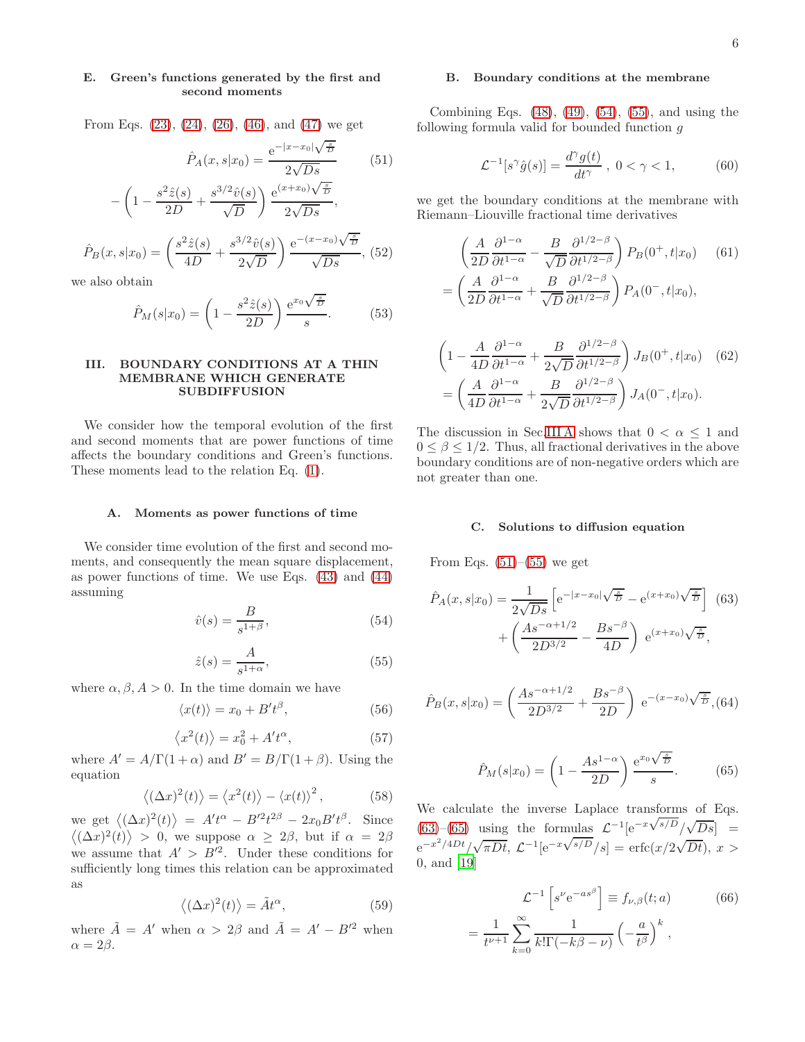### E. Green's functions generated by the first and second moments

From Eqs. (23), (24), (26), (46), and (47) we get

$$\hat{P}_A(x,s|x_0)=\frac{\mathrm{e}^{-|x-x_0|\sqrt{\frac{s}{D}}}}{2\sqrt{Ds}} \tag{51}$$
$$-\left(1-\frac{s^2\hat{z}(s)}{2D}+\frac{s^{3/2}\hat{v}(s)}{\sqrt{D}}\right)\frac{\mathrm{e}^{(x+x_0)\sqrt{\frac{s}{D}}}}{2\sqrt{Ds}},$$

$$\hat{P}_B(x,s|x_0)=\left(\frac{s^2\hat{z}(s)}{4D}+\frac{s^{3/2}\hat{v}(s)}{2\sqrt{D}}\right)\frac{\mathrm{e}^{-(x-x_0)\sqrt{\frac{s}{D}}}}{\sqrt{Ds}}, \tag{52}$$

we also obtain

$$\hat{P}_M(s|x_0)=\left(1-\frac{s^2\hat{z}(s)}{2D}\right)\frac{\mathrm{e}^{x_0\sqrt{\frac{s}{D}}}}{s}. \tag{53}$$

## III. BOUNDARY CONDITIONS AT A THIN MEMBRANE WHICH GENERATE SUBDIFFUSION

We consider how the temporal evolution of the first and second moments that are power functions of time affects the boundary conditions and Green's functions. These moments lead to the relation Eq. (1).

### A. Moments as power functions of time

We consider time evolution of the first and second moments, and consequently the mean square displacement, as power functions of time. We use Eqs. (43) and (44) assuming

$$\hat{v}(s)=\frac{B}{s^{1+\beta}}, \tag{54}$$

$$\hat{z}(s)=\frac{A}{s^{1+\alpha}}, \tag{55}$$

where $\alpha,\beta,A>0$. In the time domain we have

$$\langle x(t)\rangle=x_0+B' t^{\beta}, \tag{56}$$

$$\left\langle x^2(t)\right\rangle=x_0^2+A' t^{\alpha}, \tag{57}$$

where $A'=A/\Gamma(1+\alpha)$ and $B'=B/\Gamma(1+\beta)$. Using the equation

$$\left\langle(\Delta x)^2(t)\right\rangle=\left\langle x^2(t)\right\rangle-\langle x(t)\rangle^2, \tag{58}$$

we get $\left\langle(\Delta x)^2(t)\right\rangle=A't^{\alpha}-B'^2t^{2\beta}-2x_0B't^{\beta}$. Since $\left\langle(\Delta x)^2(t)\right\rangle>0$, we suppose $\alpha\geq 2\beta$, but if $\alpha=2\beta$ we assume that $A'>B'^2$. Under these conditions for sufficiently long times this relation can be approximated as

$$\left\langle(\Delta x)^2(t)\right\rangle=\tilde{A}t^{\alpha}, \tag{59}$$

where $\tilde{A}=A'$ when $\alpha>2\beta$ and $\tilde{A}=A'-B'^2$ when $\alpha=2\beta$.

### B. Boundary conditions at the membrane

Combining Eqs. (48), (49), (54), (55), and using the following formula valid for bounded function $g$

$$\mathcal{L}^{-1}[s^{\gamma}\hat{g}(s)]=\frac{d^{\gamma}g(t)}{dt^{\gamma}}\;,\;0<\gamma<1, \tag{60}$$

we get the boundary conditions at the membrane with Riemann–Liouville fractional time derivatives

$$\left(\frac{A}{2D}\frac{\partial^{1-\alpha}}{\partial t^{1-\alpha}}-\frac{B}{\sqrt{D}}\frac{\partial^{1/2-\beta}}{\partial t^{1/2-\beta}}\right)P_B(0^+,t|x_0) \tag{61}$$
$$=\left(\frac{A}{2D}\frac{\partial^{1-\alpha}}{\partial t^{1-\alpha}}+\frac{B}{\sqrt{D}}\frac{\partial^{1/2-\beta}}{\partial t^{1/2-\beta}}\right)P_A(0^-,t|x_0),$$

$$\left(1-\frac{A}{4D}\frac{\partial^{1-\alpha}}{\partial t^{1-\alpha}}+\frac{B}{2\sqrt{D}}\frac{\partial^{1/2-\beta}}{\partial t^{1/2-\beta}}\right)J_B(0^+,t|x_0) \tag{62}$$
$$=\left(\frac{A}{4D}\frac{\partial^{1-\alpha}}{\partial t^{1-\alpha}}+\frac{B}{2\sqrt{D}}\frac{\partial^{1/2-\beta}}{\partial t^{1/2-\beta}}\right)J_A(0^-,t|x_0).$$

The discussion in Sec. III A shows that $0<\alpha\leq 1$ and $0\leq\beta\leq 1/2$. Thus, all fractional derivatives in the above boundary conditions are of non-negative orders which are not greater than one.

### C. Solutions to diffusion equation

From Eqs. (51)–(55) we get

$$\hat{P}_A(x,s|x_0)=\frac{1}{2\sqrt{Ds}}\left[\mathrm{e}^{-|x-x_0|\sqrt{\frac{s}{D}}}-\mathrm{e}^{(x+x_0)\sqrt{\frac{s}{D}}}\right] \tag{63}$$
$$+\left(\frac{As^{-\alpha+1/2}}{2D^{3/2}}-\frac{Bs^{-\beta}}{4D}\right)\mathrm{e}^{(x+x_0)\sqrt{\frac{s}{D}}},$$

$$\hat{P}_B(x,s|x_0)=\left(\frac{As^{-\alpha+1/2}}{2D^{3/2}}+\frac{Bs^{-\beta}}{2D}\right)\mathrm{e}^{-(x-x_0)\sqrt{\frac{s}{D}}}, \tag{64}$$

$$\hat{P}_M(s|x_0)=\left(1-\frac{As^{1-\alpha}}{2D}\right)\frac{\mathrm{e}^{x_0\sqrt{\frac{s}{D}}}}{s}. \tag{65}$$

We calculate the inverse Laplace transforms of Eqs. (63)–(65) using the formulas $\mathcal{L}^{-1}[\mathrm{e}^{-x\sqrt{s/D}}/\sqrt{Ds}]=\mathrm{e}^{-x^2/4Dt}/\sqrt{\pi Dt}$, $\mathcal{L}^{-1}[\mathrm{e}^{-x\sqrt{s/D}}/s]=\mathrm{erfc}(x/2\sqrt{Dt})$, $x>0$, and [19]

$$\mathcal{L}^{-1}\left[s^{\nu}\mathrm{e}^{-as^{\beta}}\right]\equiv f_{\nu,\beta}(t;a) \tag{66}$$
$$=\frac{1}{t^{\nu+1}}\sum_{k=0}^{\infty}\frac{1}{k!\Gamma(-k\beta-\nu)}\left(-\frac{a}{t^{\beta}}\right)^k,$$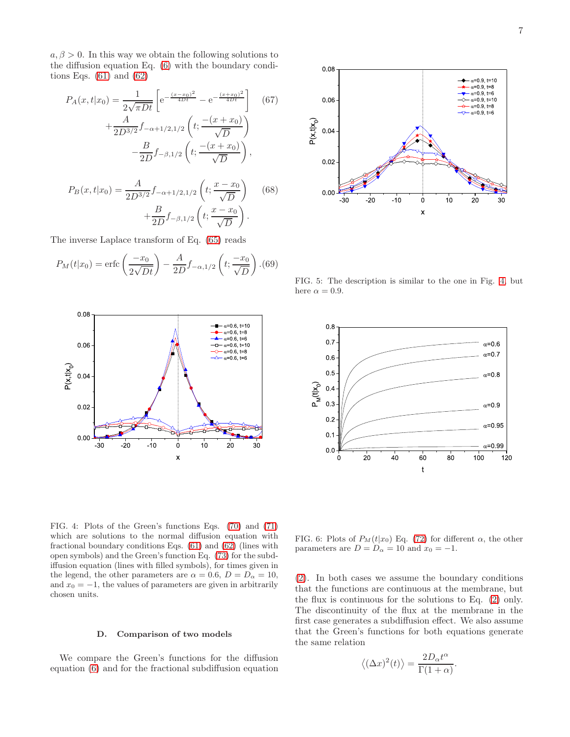$a, \beta > 0$. In this way we obtain the following solutions to the diffusion equation Eq. (6) with the boundary conditions Eqs. (61) and (62)

$$P_A(x,t|x_0) = \frac{1}{2\sqrt{\pi D t}}\left[\mathrm{e}^{-\frac{(x-x_0)^2}{4Dt}} - \mathrm{e}^{-\frac{(x+x_0)^2}{4Dt}}\right] \quad (67)$$
$$+\frac{A}{2D^{3/2}} f_{-\alpha+1/2,1/2}\left(t;\frac{-(x+x_0)}{\sqrt{D}}\right)$$
$$-\frac{B}{2D} f_{-\beta,1/2}\left(t;\frac{-(x+x_0)}{\sqrt{D}}\right),$$

$$P_B(x,t|x_0) = \frac{A}{2D^{3/2}} f_{-\alpha+1/2,1/2}\left(t;\frac{x-x_0}{\sqrt{D}}\right) \quad (68)$$
$$+\frac{B}{2D} f_{-\beta,1/2}\left(t;\frac{x-x_0}{\sqrt{D}}\right).$$

The inverse Laplace transform of Eq. (65) reads

$$P_M(t|x_0) = \mathrm{erfc}\left(\frac{-x_0}{2\sqrt{Dt}}\right) - \frac{A}{2D} f_{-\alpha,1/2}\left(t;\frac{-x_0}{\sqrt{D}}\right). \quad (69)$$

FIG. 4: Plots of the Green's functions Eqs. (70) and (71) which are solutions to the normal diffusion equation with fractional boundary conditions Eqs. (61) and (62) (lines with open symbols) and the Green's function Eq. (73) for the subdiffusion equation (lines with filled symbols), for times given in the legend, the other parameters are $\alpha = 0.6$, $D = D_\alpha = 10$, and $x_0 = -1$, the values of parameters are given in arbitrarily chosen units.

FIG. 5: The description is similar to the one in Fig. 4, but here $\alpha = 0.9$.

FIG. 6: Plots of $P_M(t|x_0)$ Eq. (72) for different $\alpha$, the other parameters are $D = D_\alpha = 10$ and $x_0 = -1$.

### D. Comparison of two models

We compare the Green's functions for the diffusion equation (6) and for the fractional subdiffusion equation (2). In both cases we assume the boundary conditions that the functions are continuous at the membrane, but the flux is continuous for the solutions to Eq. (2) only. The discontinuity of the flux at the membrane in the first case generates a subdiffusion effect. We also assume that the Green's functions for both equations generate the same relation

$$\left\langle (\Delta x)^2(t) \right\rangle = \frac{2D_\alpha t^\alpha}{\Gamma(1+\alpha)}.$$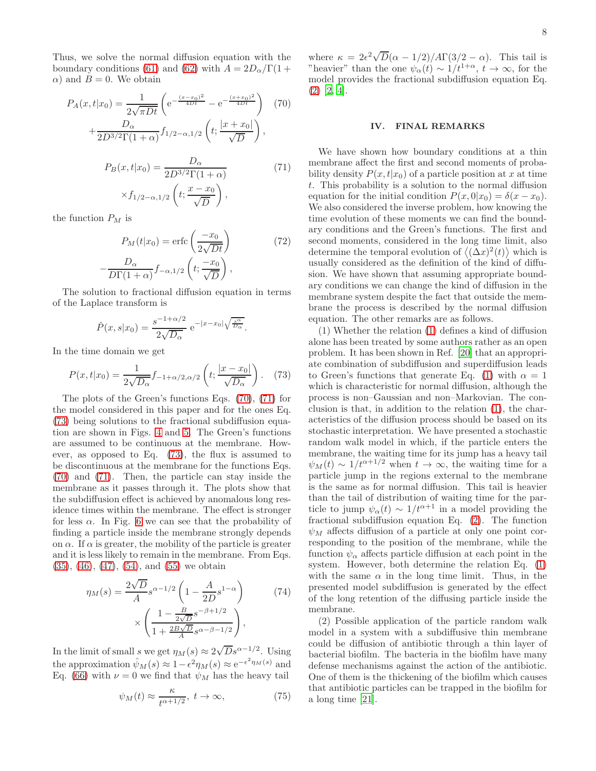Thus, we solve the normal diffusion equation with the boundary conditions (61) and (62) with $A = 2D_\alpha/\Gamma(1+\alpha)$ and $B = 0$. We obtain

$$P_A(x,t|x_0) = \frac{1}{2\sqrt{\pi D t}}\left(\mathrm{e}^{-\frac{(x-x_0)^2}{4Dt}} - \mathrm{e}^{-\frac{(x+x_0)^2}{4Dt}}\right) + \frac{D_\alpha}{2D^{3/2}\Gamma(1+\alpha)} f_{1/2-\alpha,1/2}\left(t;\frac{|x+x_0|}{\sqrt{D}}\right), \tag{70}$$

$$P_B(x,t|x_0) = \frac{D_\alpha}{2D^{3/2}\Gamma(1+\alpha)} \times f_{1/2-\alpha,1/2}\left(t;\frac{x-x_0}{\sqrt{D}}\right), \tag{71}$$

the function $P_M$ is

$$P_M(t|x_0) = \mathrm{erfc}\left(\frac{-x_0}{2\sqrt{Dt}}\right) - \frac{D_\alpha}{D\Gamma(1+\alpha)} f_{-\alpha,1/2}\left(t;\frac{-x_0}{\sqrt{D}}\right), \tag{72}$$

The solution to fractional diffusion equation in terms of the Laplace transform is

$$\hat{P}(x,s|x_0) = \frac{s^{-1+\alpha/2}}{2\sqrt{D_\alpha}}\,\mathrm{e}^{-|x-x_0|\sqrt{\frac{s^\alpha}{D_\alpha}}}.$$

In the time domain we get

$$P(x,t|x_0) = \frac{1}{2\sqrt{D_\alpha}} f_{-1+\alpha/2,\alpha/2}\left(t;\frac{|x-x_0|}{\sqrt{D_\alpha}}\right). \tag{73}$$

The plots of the Green's functions Eqs. (70), (71) for the model considered in this paper and for the ones Eq. (73) being solutions to the fractional subdiffusion equation are shown in Figs. 4 and 5. The Green's functions are assumed to be continuous at the membrane. However, as opposed to Eq. (73), the flux is assumed to be discontinuous at the membrane for the functions Eqs. (70) and (71). Then, the particle can stay inside the membrane as it passes through it. The plots show that the subdiffusion effect is achieved by anomalous long residence times within the membrane. The effect is stronger for less $\alpha$. In Fig. 6 we can see that the probability of finding a particle inside the membrane strongly depends on $\alpha$. If $\alpha$ is greater, the mobility of the particle is greater and it is less likely to remain in the membrane. From Eqs. (35), (46), (47), (54), and (55) we obtain

$$\eta_M(s) = \frac{2\sqrt{D}}{A} s^{\alpha-1/2}\left(1 - \frac{A}{2D}s^{1-\alpha}\right) \times \left(\frac{1 - \frac{B}{2\sqrt{D}}s^{-\beta+1/2}}{1 + \frac{2B\sqrt{D}}{A}s^{\alpha-\beta-1/2}}\right), \tag{74}$$

In the limit of small $s$ we get $\eta_M(s) \approx 2\sqrt{D}s^{\alpha-1/2}$. Using the approximation $\hat{\psi}_M(s) \approx 1 - \epsilon^2\eta_M(s) \approx \mathrm{e}^{-\epsilon^2\eta_M(s)}$ and Eq. (66) with $\nu = 0$ we find that $\psi_M$ has the heavy tail

$$\psi_M(t) \approx \frac{\kappa}{t^{\alpha+1/2}},\ t\to\infty, \tag{75}$$

where $\kappa = 2\epsilon^2\sqrt{D}(\alpha-1/2)/A\Gamma(3/2-\alpha)$. This tail is "heavier" than the one $\psi_\alpha(t) \sim 1/t^{1+\alpha}$, $t\to\infty$, for the model provides the fractional subdiffusion equation Eq. (2) [2, 4].

## IV. FINAL REMARKS

We have shown how boundary conditions at a thin membrane affect the first and second moments of probability density $P(x,t|x_0)$ of a particle position at $x$ at time $t$. This probability is a solution to the normal diffusion equation for the initial condition $P(x,0|x_0) = \delta(x-x_0)$. We also considered the inverse problem, how knowing the time evolution of these moments we can find the boundary conditions and the Green's functions. The first and second moments, considered in the long time limit, also determine the temporal evolution of $\left\langle(\Delta x)^2(t)\right\rangle$ which is usually considered as the definition of the kind of diffusion. We have shown that assuming appropriate boundary conditions we can change the kind of diffusion in the membrane system despite the fact that outside the membrane the process is described by the normal diffusion equation. The other remarks are as follows.

(1) Whether the relation (1) defines a kind of diffusion alone has been treated by some authors rather as an open problem. It has been shown in Ref. [20] that an appropriate combination of subdiffusion and superdiffusion leads to Green's functions that generate Eq. (1) with $\alpha = 1$ which is characteristic for normal diffusion, although the process is non–Gaussian and non–Markovian. The conclusion is that, in addition to the relation (1), the characteristics of the diffusion process should be based on its stochastic interpretation. We have presented a stochastic random walk model in which, if the particle enters the membrane, the waiting time for its jump has a heavy tail $\psi_M(t) \sim 1/t^{\alpha+1/2}$ when $t\to\infty$, the waiting time for a particle jump in the regions external to the membrane is the same as for normal diffusion. This tail is heavier than the tail of distribution of waiting time for the particle to jump $\psi_\alpha(t) \sim 1/t^{\alpha+1}$ in a model providing the fractional subdiffusion equation Eq. (2). The function $\psi_M$ affects diffusion of a particle at only one point corresponding to the position of the membrane, while the function $\psi_\alpha$ affects particle diffusion at each point in the system. However, both determine the relation Eq. (1) with the same $\alpha$ in the long time limit. Thus, in the presented model subdiffusion is generated by the effect of the long retention of the diffusing particle inside the membrane.

(2) Possible application of the particle random walk model in a system with a subdiffusive thin membrane could be diffusion of antibiotic through a thin layer of bacterial biofilm. The bacteria in the biofilm have many defense mechanisms against the action of the antibiotic. One of them is the thickening of the biofilm which causes that antibiotic particles can be trapped in the biofilm for a long time [21].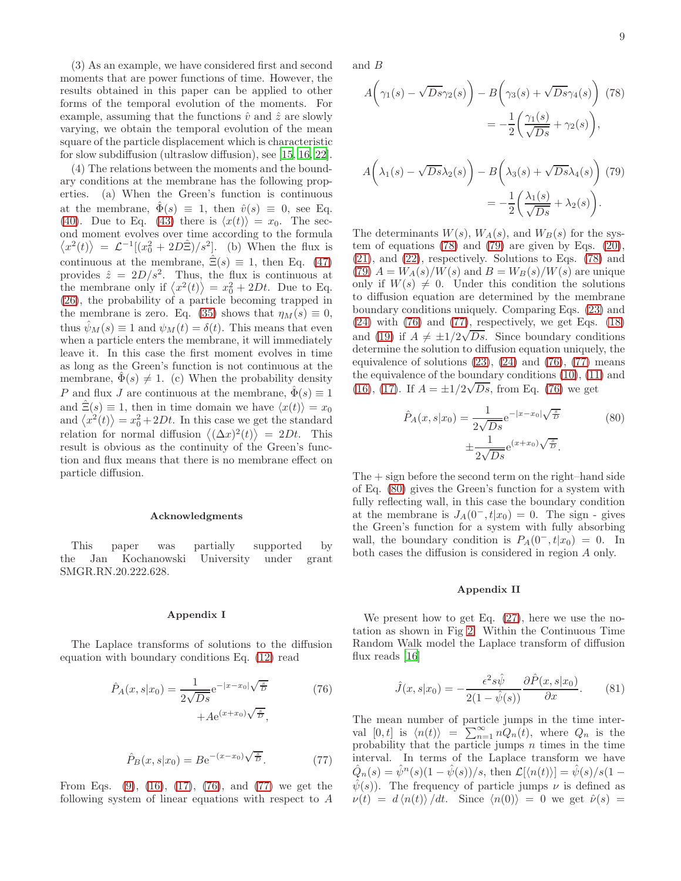(3) As an example, we have considered first and second moments that are power functions of time. However, the results obtained in this paper can be applied to other forms of the temporal evolution of the moments. For example, assuming that the functions $\hat{v}$ and $\hat{z}$ are slowly varying, we obtain the temporal evolution of the mean square of the particle displacement which is characteristic for slow subdiffusion (ultraslow diffusion), see [15, 16, 22].

(4) The relations between the moments and the boundary conditions at the membrane has the following properties. (a) When the Green's function is continuous at the membrane, $\hat{\Phi}(s) \equiv 1$, then $\hat{v}(s) \equiv 0$, see Eq. (40). Due to Eq. (43) there is $\langle x(t)\rangle = x_0$. The second moment evolves over time according to the formula $\langle x^2(t)\rangle = \mathcal{L}^{-1}[(x_0^2 + 2D\hat{\Xi})/s^2]$. (b) When the flux is continuous at the membrane, $\hat{\Xi}(s) \equiv 1$, then Eq. (47) provides $\hat{z} = 2D/s^2$. Thus, the flux is continuous at the membrane only if $\langle x^2(t)\rangle = x_0^2 + 2Dt$. Due to Eq. (26), the probability of a particle becoming trapped in the membrane is zero. Eq. (35) shows that $\eta_M(s) \equiv 0$, thus $\hat{\psi}_M(s) \equiv 1$ and $\psi_M(t) = \delta(t)$. This means that even when a particle enters the membrane, it will immediately leave it. In this case the first moment evolves in time as long as the Green's function is not continuous at the membrane, $\hat{\Phi}(s) \neq 1$. (c) When the probability density $P$ and flux $J$ are continuous at the membrane, $\hat{\Phi}(s) \equiv 1$ and $\hat{\Xi}(s) \equiv 1$, then in time domain we have $\langle x(t)\rangle = x_0$ and $\langle x^2(t)\rangle = x_0^2 + 2Dt$. In this case we get the standard relation for normal diffusion $\langle (\Delta x)^2(t)\rangle = 2Dt$. This result is obvious as the continuity of the Green's function and flux means that there is no membrane effect on particle diffusion.

## Acknowledgments

This paper was partially supported by the Jan Kochanowski University under grant SMGR.RN.20.222.628.

## Appendix I

The Laplace transforms of solutions to the diffusion equation with boundary conditions Eq. (12) read

$$\hat{P}_A(x,s|x_0) = \frac{1}{2\sqrt{Ds}}\mathrm{e}^{-|x-x_0|\sqrt{\frac{s}{D}}} + A\mathrm{e}^{(x+x_0)\sqrt{\frac{s}{D}}}, \tag{76}$$

$$\hat{P}_B(x,s|x_0) = B\mathrm{e}^{-(x-x_0)\sqrt{\frac{s}{D}}}. \tag{77}$$

From Eqs. (9), (16), (17), (76), and (77) we get the following system of linear equations with respect to $A$ and $B$

$$A\bigg(\gamma_1(s) - \sqrt{Ds}\gamma_2(s)\bigg) - B\bigg(\gamma_3(s) + \sqrt{Ds}\gamma_4(s)\bigg) = -\frac{1}{2}\bigg(\frac{\gamma_1(s)}{\sqrt{Ds}} + \gamma_2(s)\bigg), \tag{78}$$

$$A\bigg(\lambda_1(s) - \sqrt{Ds}\lambda_2(s)\bigg) - B\bigg(\lambda_3(s) + \sqrt{Ds}\lambda_4(s)\bigg) = -\frac{1}{2}\bigg(\frac{\lambda_1(s)}{\sqrt{Ds}} + \lambda_2(s)\bigg). \tag{79}$$

The determinants $W(s)$, $W_A(s)$, and $W_B(s)$ for the system of equations (78) and (79) are given by Eqs. (20), (21), and (22), respectively. Solutions to Eqs. (78) and (79) $A = W_A(s)/W(s)$ and $B = W_B(s)/W(s)$ are unique only if $W(s) \neq 0$. Under this condition the solutions to diffusion equation are determined by the membrane boundary conditions uniquely. Comparing Eqs. (23) and (24) with (76) and (77), respectively, we get Eqs. (18) and (19) if $A \neq \pm 1/2\sqrt{Ds}$. Since boundary conditions determine the solution to diffusion equation uniquely, the equivalence of solutions (23), (24) and (76), (77) means the equivalence of the boundary conditions (10), (11) and (16), (17). If $A = \pm 1/2\sqrt{Ds}$, from Eq. (76) we get

$$\hat{P}_A(x,s|x_0) = \frac{1}{2\sqrt{Ds}}\mathrm{e}^{-|x-x_0|\sqrt{\frac{s}{D}}} \pm \frac{1}{2\sqrt{Ds}}\mathrm{e}^{(x+x_0)\sqrt{\frac{s}{D}}}. \tag{80}$$

The + sign before the second term on the right–hand side of Eq. (80) gives the Green's function for a system with fully reflecting wall, in this case the boundary condition at the membrane is $J_A(0^-,t|x_0) = 0$. The sign - gives the Green's function for a system with fully absorbing wall, the boundary condition is $P_A(0^-,t|x_0) = 0$. In both cases the diffusion is considered in region $A$ only.

## Appendix II

We present how to get Eq. (27), here we use the notation as shown in Fig 2. Within the Continuous Time Random Walk model the Laplace transform of diffusion flux reads [16]

$$\hat{J}(x,s|x_0) = -\frac{\epsilon^2 s\hat{\psi}}{2(1-\hat{\psi}(s))}\frac{\partial \hat{P}(x,s|x_0)}{\partial x}. \tag{81}$$

The mean number of particle jumps in the time interval $[0,t]$ is $\langle n(t)\rangle = \sum_{n=1}^{\infty} nQ_n(t)$, where $Q_n$ is the probability that the particle jumps $n$ times in the time interval. In terms of the Laplace transform we have $\hat{Q}_n(s) = \hat{\psi}^n(s)(1-\hat{\psi}(s))/s$, then $\mathcal{L}[\langle n(t)\rangle] = \hat{\psi}(s)/s(1-\hat{\psi}(s))$. The frequency of particle jumps $\nu$ is defined as $\nu(t) = d\langle n(t)\rangle/dt$. Since $\langle n(0)\rangle = 0$ we get $\hat{\nu}(s) =$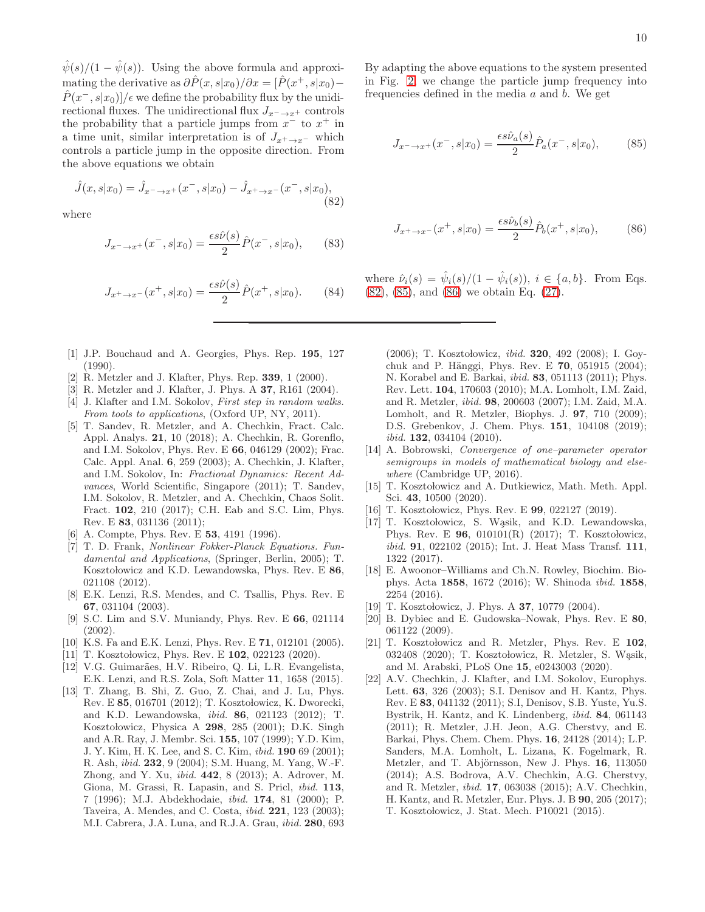$\hat{\psi}(s)/(1-\hat{\psi}(s))$. Using the above formula and approximating the derivative as $\partial\hat{P}(x,s|x_0)/\partial x = [\hat{P}(x^+,s|x_0) - \hat{P}(x^-,s|x_0)]/\epsilon$ we define the probability flux by the unidirectional fluxes. The unidirectional flux $J_{x^-\to x^+}$ controls the probability that a particle jumps from $x^-$ to $x^+$ in a time unit, similar interpretation is of $J_{x^+\to x^-}$ which controls a particle jump in the opposite direction. From the above equations we obtain

$$\hat{J}(x,s|x_0) = \hat{J}_{x^-\to x^+}(x^-,s|x_0) - \hat{J}_{x^+\to x^-}(x^-,s|x_0), \tag{82}$$

where

$$J_{x^-\to x^+}(x^-,s|x_0) = \frac{\epsilon s\hat{\nu}(s)}{2}\hat{P}(x^-,s|x_0), \tag{83}$$

$$J_{x^+\to x^-}(x^+,s|x_0) = \frac{\epsilon s\hat{\nu}(s)}{2}\hat{P}(x^+,s|x_0). \tag{84}$$

By adapting the above equations to the system presented in Fig. 2, we change the particle jump frequency into frequencies defined in the media $a$ and $b$. We get

$$J_{x^-\to x^+}(x^-,s|x_0) = \frac{\epsilon s\hat{\nu}_a(s)}{2}\hat{P}_a(x^-,s|x_0), \tag{85}$$

$$J_{x^+\to x^-}(x^+,s|x_0) = \frac{\epsilon s\hat{\nu}_b(s)}{2}\hat{P}_b(x^+,s|x_0), \tag{86}$$

where $\hat{\nu}_i(s) = \hat{\psi}_i(s)/(1-\hat{\psi}_i(s))$, $i \in \{a,b\}$. From Eqs. (82), (85), and (86) we obtain Eq. (27).

---

[1] J.P. Bouchaud and A. Georgies, Phys. Rep. **195**, 127 (1990).

[2] R. Metzler and J. Klafter, Phys. Rep. **339**, 1 (2000).

[3] R. Metzler and J. Klafter, J. Phys. A **37**, R161 (2004).

[4] J. Klafter and I.M. Sokolov, *First step in random walks. From tools to applications*, (Oxford UP, NY, 2011).

[5] T. Sandev, R. Metzler, and A. Chechkin, Fract. Calc. Appl. Analys. **21**, 10 (2018); A. Chechkin, R. Gorenflo, and I.M. Sokolov, Phys. Rev. E **66**, 046129 (2002); Frac. Calc. Appl. Anal. **6**, 259 (2003); A. Chechkin, J. Klafter, and I.M. Sokolov, In: *Fractional Dynamics: Recent Advances*, World Scientific, Singapore (2011); T. Sandev, I.M. Sokolov, R. Metzler, and A. Chechkin, Chaos Solit. Fract. **102**, 210 (2017); C.H. Eab and S.C. Lim, Phys. Rev. E **83**, 031136 (2011);

[6] A. Compte, Phys. Rev. E **53**, 4191 (1996).

[7] T. D. Frank, *Nonlinear Fokker-Planck Equations. Fundamental and Applications*, (Springer, Berlin, 2005); T. Kosztołowicz and K.D. Lewandowska, Phys. Rev. E **86**, 021108 (2012).

[8] E.K. Lenzi, R.S. Mendes, and C. Tsallis, Phys. Rev. E **67**, 031104 (2003).

[9] S.C. Lim and S.V. Muniandy, Phys. Rev. E **66**, 021114 (2002).

[10] K.S. Fa and E.K. Lenzi, Phys. Rev. E **71**, 012101 (2005).

[11] T. Kosztołowicz, Phys. Rev. E **102**, 022123 (2020).

[12] V.G. Guimarães, H.V. Ribeiro, Q. Li, L.R. Evangelista, E.K. Lenzi, and R.S. Zola, Soft Matter **11**, 1658 (2015).

[13] T. Zhang, B. Shi, Z. Guo, Z. Chai, and J. Lu, Phys. Rev. E **85**, 016701 (2012); T. Kosztołowicz, K. Dworecki, and K.D. Lewandowska, *ibid.* **86**, 021123 (2012); T. Kosztołowicz, Physica A **298**, 285 (2001); D.K. Singh and A.R. Ray, J. Membr. Sci. **155**, 107 (1999); Y.D. Kim, J. Y. Kim, H. K. Lee, and S. C. Kim, *ibid.* **190** 69 (2001); R. Ash, *ibid.* **232**, 9 (2004); S.M. Huang, M. Yang, W.-F. Zhong, and Y. Xu, *ibid.* **442**, 8 (2013); A. Adrover, M. Giona, M. Grassi, R. Lapasin, and S. Pricl, *ibid.* **113**, 7 (1996); M.J. Abdekhodaie, *ibid.* **174**, 81 (2000); P. Taveira, A. Mendes, and C. Costa, *ibid.* **221**, 123 (2003); M.I. Cabrera, J.A. Luna, and R.J.A. Grau, *ibid.* **280**, 693 (2006); T. Kosztołowicz, *ibid.* **320**, 492 (2008); I. Goychuk and P. Hänggi, Phys. Rev. E **70**, 051915 (2004); N. Korabel and E. Barkai, *ibid.* **83**, 051113 (2011); Phys. Rev. Lett. **104**, 170603 (2010); M.A. Lomholt, I.M. Zaid, and R. Metzler, *ibid.* **98**, 200603 (2007); I.M. Zaid, M.A. Lomholt, and R. Metzler, Biophys. J. **97**, 710 (2009); D.S. Grebenkov, J. Chem. Phys. **151**, 104108 (2019); *ibid.* **132**, 034104 (2010).

[14] A. Bobrowski, *Convergence of one–parameter operator semigroups in models of mathematical biology and elsewhere* (Cambridge UP, 2016).

[15] T. Kosztołowicz and A. Dutkiewicz, Math. Meth. Appl. Sci. **43**, 10500 (2020).

[16] T. Kosztołowicz, Phys. Rev. E **99**, 022127 (2019).

[17] T. Kosztołowicz, S. Wąsik, and K.D. Lewandowska, Phys. Rev. E **96**, 010101(R) (2017); T. Kosztołowicz, *ibid.* **91**, 022102 (2015); Int. J. Heat Mass Transf. **111**, 1322 (2017).

[18] E. Awoonor–Williams and Ch.N. Rowley, Biochim. Biophys. Acta **1858**, 1672 (2016); W. Shinoda *ibid.* **1858**, 2254 (2016).

[19] T. Kosztołowicz, J. Phys. A **37**, 10779 (2004).

[20] B. Dybiec and E. Gudowska–Nowak, Phys. Rev. E **80**, 061122 (2009).

[21] T. Kosztołowicz and R. Metzler, Phys. Rev. E **102**, 032408 (2020); T. Kosztołowicz, R. Metzler, S. Wąsik, and M. Arabski, PLoS One **15**, e0243003 (2020).

[22] A.V. Chechkin, J. Klafter, and I.M. Sokolov, Europhys. Lett. **63**, 326 (2003); S.I. Denisov and H. Kantz, Phys. Rev. E **83**, 041132 (2011); S.I, Denisov, S.B. Yuste, Yu.S. Bystrik, H. Kantz, and K. Lindenberg, *ibid.* **84**, 061143 (2011); R. Metzler, J.H. Jeon, A.G. Cherstvy, and E. Barkai, Phys. Chem. Chem. Phys. **16**, 24128 (2014); L.P. Sanders, M.A. Lomholt, L. Lizana, K. Fogelmark, R. Metzler, and T. Abjörnsson, New J. Phys. **16**, 113050 (2014); A.S. Bodrova, A.V. Chechkin, A.G. Cherstvy, and R. Metzler, *ibid.* **17**, 063038 (2015); A.V. Chechkin, H. Kantz, and R. Metzler, Eur. Phys. J. B **90**, 205 (2017); T. Kosztołowicz, J. Stat. Mech. P10021 (2015).